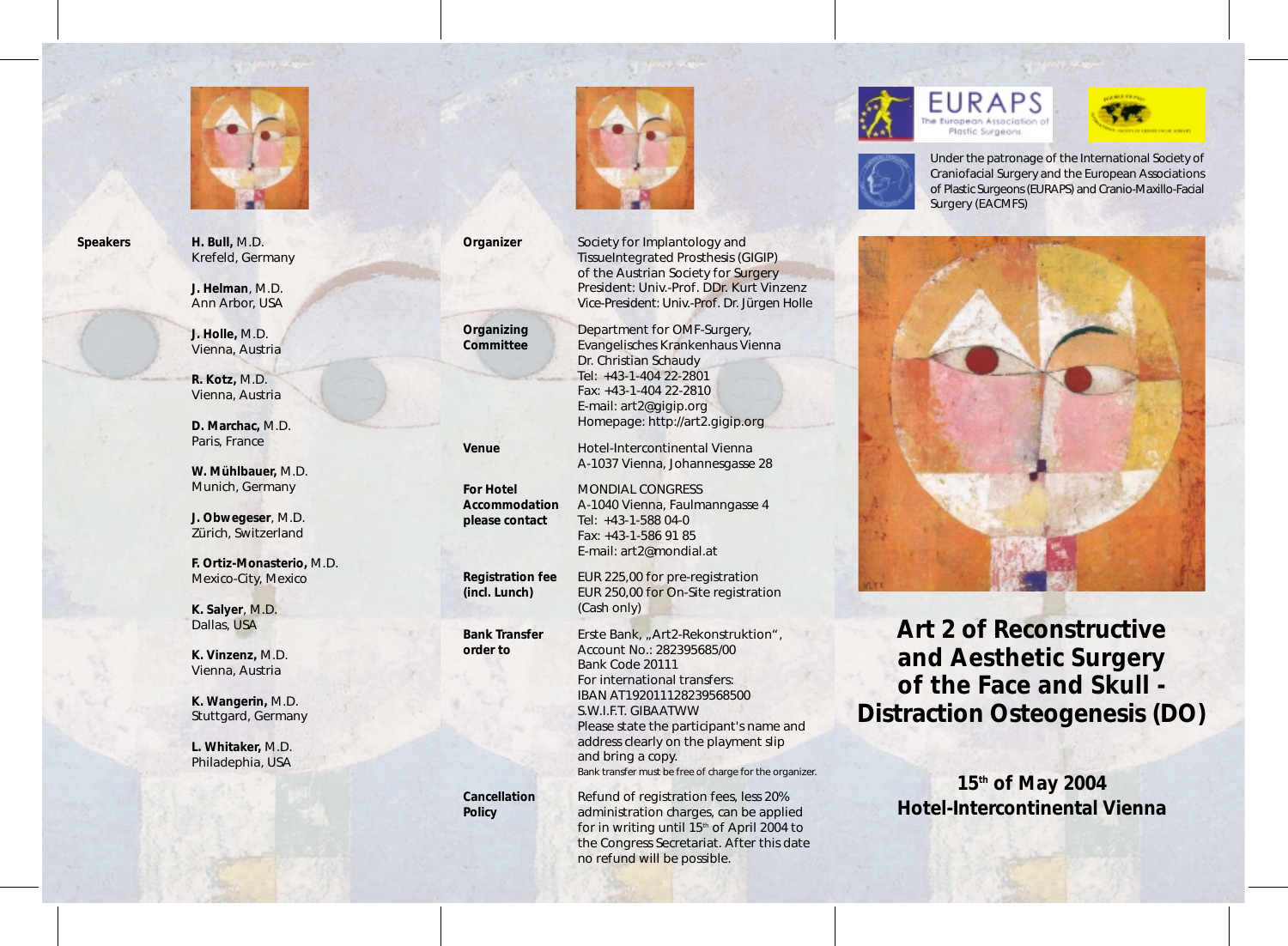**Speakers**

**H. Bull,** M.D.
Krefeld, Germany

**J. Helman**, M.D.
Ann Arbor, USA

**J. Holle,** M.D.
Vienna, Austria

**R. Kotz,** M.D.
Vienna, Austria

**D. Marchac,** M.D.
Paris, France

**W. Mühlbauer,** M.D.
Munich, Germany

**J. Obwegeser**, M.D.
Zürich, Switzerland

**F. Ortiz-Monasterio,** M.D.
Mexico-City, Mexico

**K. Salyer**, M.D.
Dallas, USA

**K. Vinzenz,** M.D.
Vienna, Austria

**K. Wangerin,** M.D.
Stuttgart, Germany

**L. Whitaker,** M.D.
Philadephia, USA

**Organizer**

Society for Implantology and TissueIntegrated Prosthesis (GIGIP) of the Austrian Society for Surgery
President: Univ.-Prof. DDr. Kurt Vinzenz
Vice-President: Univ.-Prof. Dr. Jürgen Holle

**Organizing Committee**

Department for OMF-Surgery,
Evangelisches Krankenhaus Vienna
Dr. Christian Schaudy
Tel: +43-1-404 22-2801
Fax: +43-1-404 22-2810
E-mail: art2@gigip.org
Homepage: http://art2.gigip.org

**Venue**

Hotel-Intercontinental Vienna
A-1037 Vienna, Johannesgasse 28

**For Hotel Accommodation please contact**

MONDIAL CONGRESS
A-1040 Vienna, Faulmanngasse 4
Tel: +43-1-588 04-0
Fax: +43-1-586 91 85
E-mail: art2@mondial.at

**Registration fee (incl. Lunch)**

EUR 225,00 for pre-registration
EUR 250,00 for On-Site registration
(Cash only)

**Bank Transfer order to**

Erste Bank, „Art2-Rekonstruktion",
Account No.: 282395685/00
Bank Code 20111
For international transfers:
IBAN AT192011128239568500
S.W.I.F.T. GIBAATWW
Please state the participant's name and address clearly on the playment slip and bring a copy.
Bank transfer must be free of charge for the organizer.

**Cancellation Policy**

Refund of registration fees, less 20% administration charges, can be applied for in writing until 15th of April 2004 to the Congress Secretariat. After this date no refund will be possible.

EURAPS
The European Association of Plastic Surgeons

Under the patronage of the International Society of Craniofacial Surgery and the European Associations of Plastic Surgeons (EURAPS) and Cranio-Maxillo-Facial Surgery (EACMFS)

# Art 2 of Reconstructive and Aesthetic Surgery of the Face and Skull - Distraction Osteogenesis (DO)

**15th of May 2004**
**Hotel-Intercontinental Vienna**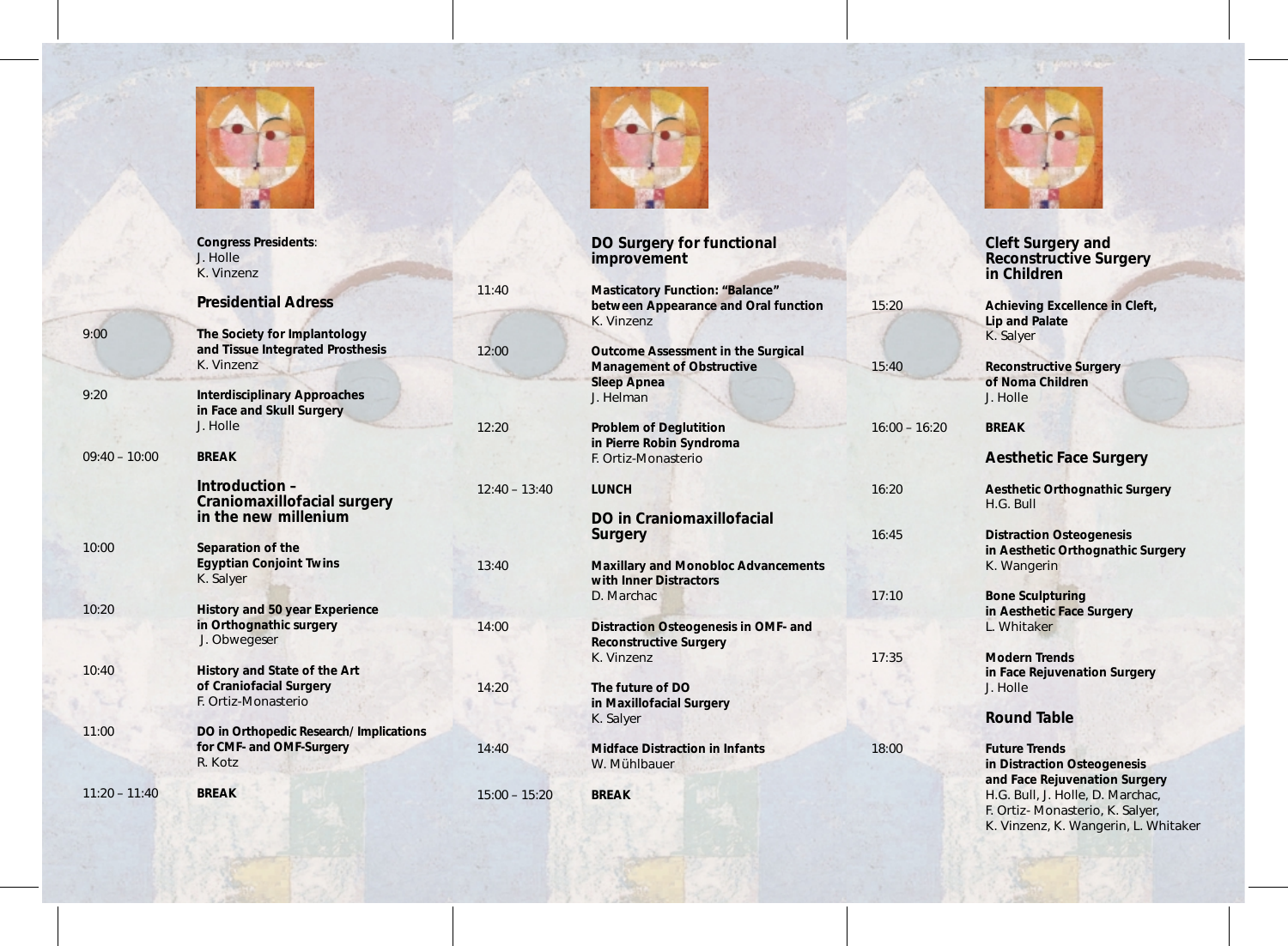**Congress Presidents**:
J. Holle
K. Vinzenz

## Presidential Adress

| | | |
|---|---|---|
| 9:00 | **The Society for Implantology and Tissue Integrated Prosthesis** | K. Vinzenz |
| 9:20 | **Interdisciplinary Approaches in Face and Skull Surgery** | J. Holle |
| 09:40 – 10:00 | **BREAK** | |

## Introduction – Craniomaxillofacial surgery in the new millenium

| | | |
|---|---|---|
| 10:00 | **Separation of the Egyptian Conjoint Twins** | K. Salyer |
| 10:20 | **History and 50 year Experience in Orthognathic surgery** | J. Obwegeser |
| 10:40 | **History and State of the Art of Craniofacial Surgery** | F. Ortiz-Monasterio |
| 11:00 | **DO in Orthopedic Research/ Implications for CMF- and OMF-Surgery** | R. Kotz |
| 11:20 – 11:40 | **BREAK** | |

## DO Surgery for functional improvement

| | | |
|---|---|---|
| 11:40 | **Masticatory Function: "Balance" between Appearance and Oral function** | K. Vinzenz |
| 12:00 | **Outcome Assessment in the Surgical Management of Obstructive Sleep Apnea** | J. Helman |
| 12:20 | **Problem of Deglutition in Pierre Robin Syndroma** | F. Ortiz-Monasterio |
| 12:40 – 13:40 | **LUNCH** | |

## DO in Craniomaxillofacial Surgery

| | | |
|---|---|---|
| 13:40 | **Maxillary and Monobloc Advancements with Inner Distractors** | D. Marchac |
| 14:00 | **Distraction Osteogenesis in OMF- and Reconstructive Surgery** | K. Vinzenz |
| 14:20 | **The future of DO in Maxillofacial Surgery** | K. Salyer |
| 14:40 | **Midface Distraction in Infants** | W. Mühlbauer |
| 15:00 – 15:20 | **BREAK** | |

## Cleft Surgery and Reconstructive Surgery in Children

| | | |
|---|---|---|
| 15:20 | **Achieving Excellence in Cleft, Lip and Palate** | K. Salyer |
| 15:40 | **Reconstructive Surgery of Noma Children** | J. Holle |
| 16:00 – 16:20 | **BREAK** | |

## Aesthetic Face Surgery

| | | |
|---|---|---|
| 16:20 | **Aesthetic Orthognathic Surgery** | H.G. Bull |
| 16:45 | **Distraction Osteogenesis in Aesthetic Orthognathic Surgery** | K. Wangerin |
| 17:10 | **Bone Sculpturing in Aesthetic Face Surgery** | L. Whitaker |
| 17:35 | **Modern Trends in Face Rejuvenation Surgery** | J. Holle |

## Round Table

| | | |
|---|---|---|
| 18:00 | **Future Trends in Distraction Osteogenesis and Face Rejuvenation Surgery** | H.G. Bull, J. Holle, D. Marchac, F. Ortiz- Monasterio, K. Salyer, K. Vinzenz, K. Wangerin, L. Whitaker |